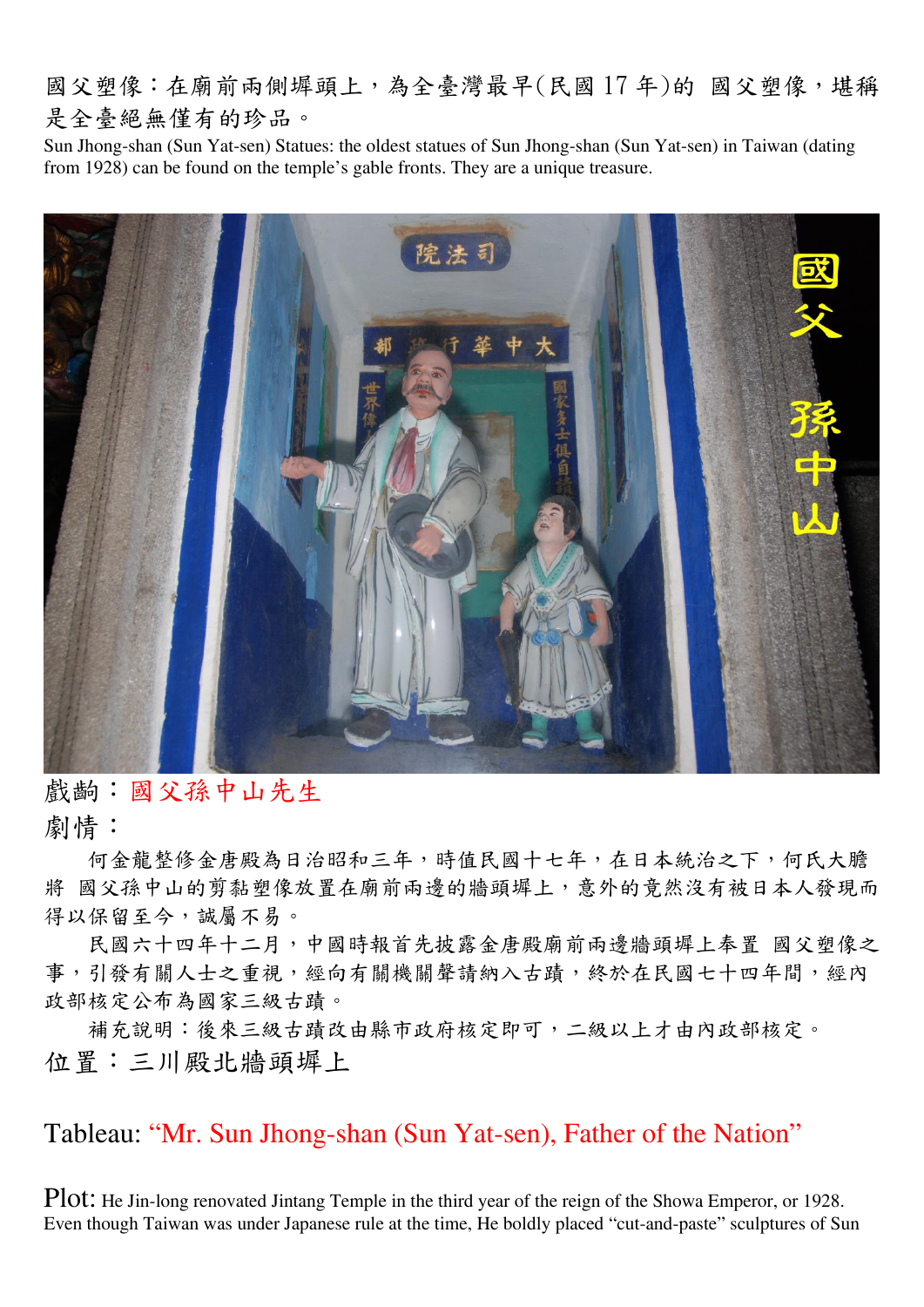國父塑像：在廟前兩側墀頭上，為全臺灣最早(民國 17 年)的 國父塑像，堪稱是全臺絕無僅有的珍品。

Sun Jhong-shan (Sun Yat-sen) Statues: the oldest statues of Sun Jhong-shan (Sun Yat-sen) in Taiwan (dating from 1928) can be found on the temple's gable fronts. They are a unique treasure.

戲齣：國父孫中山先生

劇情：

何金龍整修金唐殿為日治昭和三年，時值民國十七年，在日本統治之下，何氏大膽將 國父孫中山的剪黏塑像放置在廟前兩邊的牆頭墀上，意外的竟然沒有被日本人發現而得以保留至今，誠屬不易。

民國六十四年十二月，中國時報首先披露金唐殿廟前兩邊牆頭墀上奉置 國父塑像之事，引發有關人士之重視，經向有關機關聲請納入古蹟，終於在民國七十四年間，經內政部核定公布為國家三級古蹟。

補充說明：後來三級古蹟改由縣市政府核定即可，二級以上才由內政部核定。

位置：三川殿北牆頭墀上

Tableau: "Mr. Sun Jhong-shan (Sun Yat-sen), Father of the Nation"

Plot: He Jin-long renovated Jintang Temple in the third year of the reign of the Showa Emperor, or 1928. Even though Taiwan was under Japanese rule at the time, He boldly placed "cut-and-paste" sculptures of Sun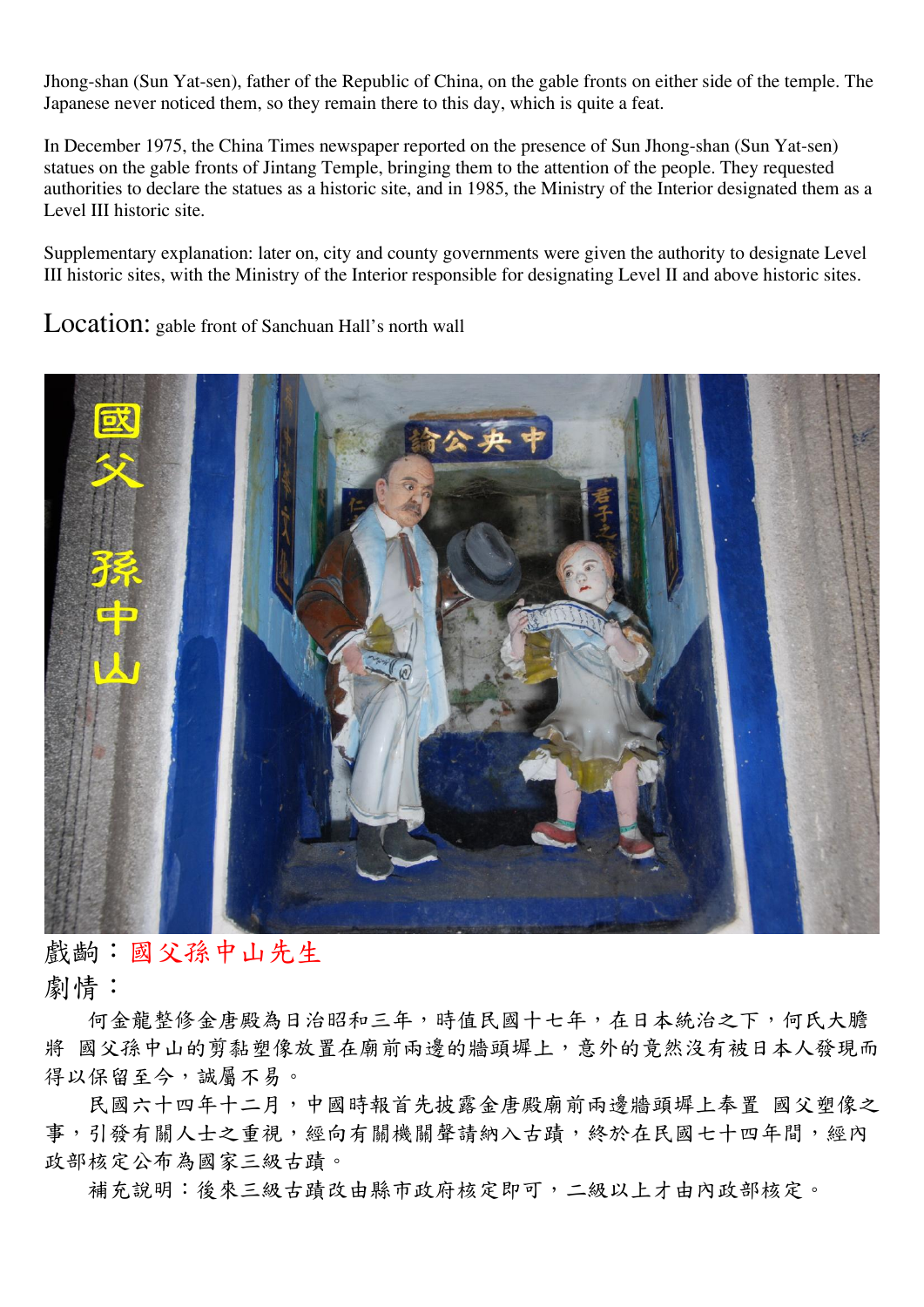Jhong-shan (Sun Yat-sen), father of the Republic of China, on the gable fronts on either side of the temple. The Japanese never noticed them, so they remain there to this day, which is quite a feat.

In December 1975, the China Times newspaper reported on the presence of Sun Jhong-shan (Sun Yat-sen) statues on the gable fronts of Jintang Temple, bringing them to the attention of the people. They requested authorities to declare the statues as a historic site, and in 1985, the Ministry of the Interior designated them as a Level III historic site.

Supplementary explanation: later on, city and county governments were given the authority to designate Level III historic sites, with the Ministry of the Interior responsible for designating Level II and above historic sites.

Location: gable front of Sanchuan Hall's north wall

戲齣：國父孫中山先生

劇情：

何金龍整修金唐殿為日治昭和三年，時值民國十七年，在日本統治之下，何氏大膽將 國父孫中山的剪黏塑像放置在廟前兩邊的牆頭墀上，意外的竟然沒有被日本人發現而得以保留至今，誠屬不易。

民國六十四年十二月，中國時報首先披露金唐殿廟前兩邊牆頭墀上奉置 國父塑像之事，引發有關人士之重視，經向有關機關聲請納入古蹟，終於在民國七十四年間，經內政部核定公布為國家三級古蹟。

補充說明：後來三級古蹟改由縣市政府核定即可，二級以上才由內政部核定。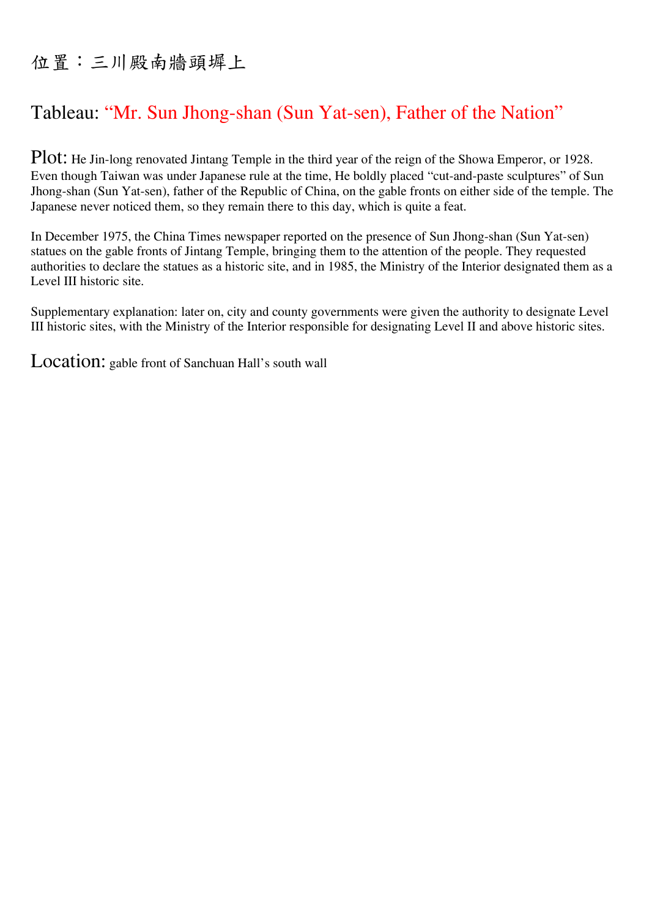位置：三川殿南牆頭墀上

## Tableau: “Mr. Sun Jhong-shan (Sun Yat-sen), Father of the Nation”

**Plot:** He Jin-long renovated Jintang Temple in the third year of the reign of the Showa Emperor, or 1928. Even though Taiwan was under Japanese rule at the time, He boldly placed “cut-and-paste sculptures” of Sun Jhong-shan (Sun Yat-sen), father of the Republic of China, on the gable fronts on either side of the temple. The Japanese never noticed them, so they remain there to this day, which is quite a feat.

In December 1975, the China Times newspaper reported on the presence of Sun Jhong-shan (Sun Yat-sen) statues on the gable fronts of Jintang Temple, bringing them to the attention of the people. They requested authorities to declare the statues as a historic site, and in 1985, the Ministry of the Interior designated them as a Level III historic site.

Supplementary explanation: later on, city and county governments were given the authority to designate Level III historic sites, with the Ministry of the Interior responsible for designating Level II and above historic sites.

**Location:** gable front of Sanchuan Hall’s south wall